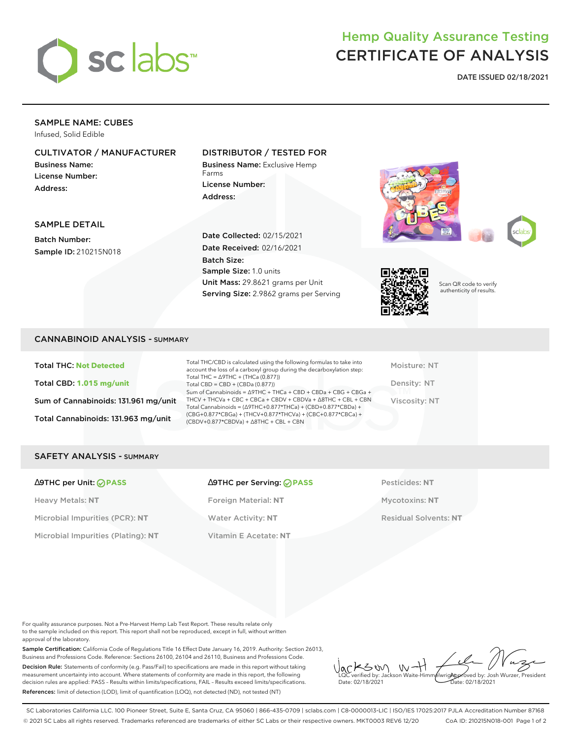# Hemp Quality Assurance Testing
# CERTIFICATE OF ANALYSIS

**DATE ISSUED 02/18/2021**

## SAMPLE NAME: CUBES

Infused, Solid Edible

### CULTIVATOR / MANUFACTURER

**Business Name:**
**License Number:**
**Address:**

### DISTRIBUTOR / TESTED FOR

**Business Name:** Exclusive Hemp Farms
**License Number:**
**Address:**

### SAMPLE DETAIL

**Batch Number:**
**Sample ID:** 210215N018

**Date Collected:** 02/15/2021
**Date Received:** 02/16/2021
**Batch Size:**
**Sample Size:** 1.0 units
**Unit Mass:** 29.8621 grams per Unit
**Serving Size:** 2.9862 grams per Serving

Scan QR code to verify authenticity of results.

## CANNABINOID ANALYSIS - SUMMARY

**Total THC: Not Detected**

**Total CBD: 1.015 mg/unit**

**Sum of Cannabinoids: 131.961 mg/unit**

**Total Cannabinoids: 131.963 mg/unit**

Total THC/CBD is calculated using the following formulas to take into account the loss of a carboxyl group during the decarboxylation step:
Total THC = Δ9THC + (THCa (0.877))
Total CBD = CBD + (CBDa (0.877))
Sum of Cannabinoids = Δ9THC + THCa + CBD + CBDa + CBG + CBGa + THCV + THCVa + CBC + CBCa + CBDV + CBDVa + Δ8THC + CBL + CBN
Total Cannabinoids = (Δ9THC+0.877*THCa) + (CBD+0.877*CBDa) + (CBG+0.877*CBGa) + (THCV+0.877*THCVa) + (CBC+0.877*CBCa) + (CBDV+0.877*CBDVa) + Δ8THC + CBL + CBN

Moisture: NT

Density: NT

Viscosity: NT

## SAFETY ANALYSIS - SUMMARY

| | | |
|---|---|---|
| **Δ9THC per Unit: PASS** | **Δ9THC per Serving: PASS** | Pesticides: **NT** |
| Heavy Metals: **NT** | Foreign Material: **NT** | Mycotoxins: **NT** |
| Microbial Impurities (PCR): **NT** | Water Activity: **NT** | Residual Solvents: **NT** |
| Microbial Impurities (Plating): **NT** | Vitamin E Acetate: **NT** | |

For quality assurance purposes. Not a Pre-Harvest Hemp Lab Test Report. These results relate only to the sample included on this report. This report shall not be reproduced, except in full, without written approval of the laboratory.

**Sample Certification:** California Code of Regulations Title 16 Effect Date January 16, 2019. Authority: Section 26013, Business and Professions Code. Reference: Sections 26100, 26104 and 26110, Business and Professions Code.

**Decision Rule:** Statements of conformity (e.g. Pass/Fail) to specifications are made in this report without taking measurement uncertainty into account. Where statements of conformity are made in this report, the following decision rules are applied: PASS - Results within limits/specifications, FAIL - Results exceed limits/specifications.

**References:** limit of detection (LOD), limit of quantification (LOQ), not detected (ND), not tested (NT)

LQC verified by: Jackson Waite-Himmelwright
Date: 02/18/2021

Approved by: Josh Wurzer, President
Date: 02/18/2021

SC Laboratories California LLC. 100 Pioneer Street, Suite E, Santa Cruz, CA 95060 | 866-435-0709 | sclabs.com | C8-0000013-LIC | ISO/IES 17025:2017 PJLA Accreditation Number 87168
© 2021 SC Labs all rights reserved. Trademarks referenced are trademarks of either SC Labs or their respective owners. MKT0003 REV6 12/20 CoA ID: 210215N018-001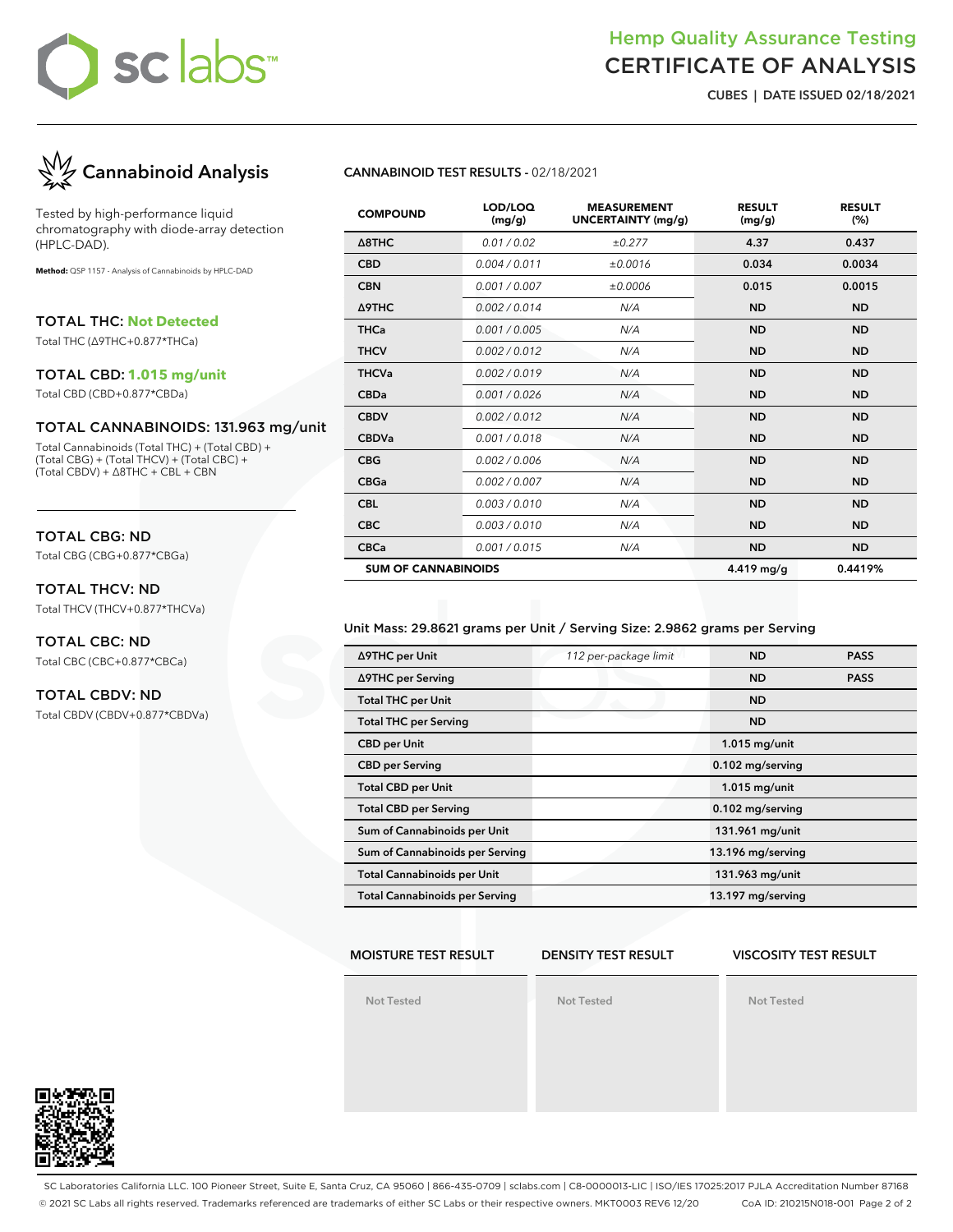# Hemp Quality Assurance Testing
# CERTIFICATE OF ANALYSIS

**CUBES | DATE ISSUED 02/18/2021**

## Cannabinoid Analysis

Tested by high-performance liquid chromatography with diode-array detection (HPLC-DAD).

**Method:** QSP 1157 - Analysis of Cannabinoids by HPLC-DAD

### TOTAL THC: Not Detected

Total THC (Δ9THC+0.877*THCa)

### TOTAL CBD: 1.015 mg/unit

Total CBD (CBD+0.877*CBDa)

### TOTAL CANNABINOIDS: 131.963 mg/unit

Total Cannabinoids (Total THC) + (Total CBD) + (Total CBG) + (Total THCV) + (Total CBC) + (Total CBDV) + Δ8THC + CBL + CBN

### TOTAL CBG: ND

Total CBG (CBG+0.877*CBGa)

### TOTAL THCV: ND

Total THCV (THCV+0.877*THCVa)

### TOTAL CBC: ND

Total CBC (CBC+0.877*CBCa)

### TOTAL CBDV: ND

Total CBDV (CBDV+0.877*CBDVa)

**CANNABINOID TEST RESULTS** - 02/18/2021

| COMPOUND | LOD/LOQ (mg/g) | MEASUREMENT UNCERTAINTY (mg/g) | RESULT (mg/g) | RESULT (%) |
|---|---|---|---|---|
| Δ8THC | 0.01 / 0.02 | ±0.277 | 4.37 | 0.437 |
| CBD | 0.004 / 0.011 | ±0.0016 | 0.034 | 0.0034 |
| CBN | 0.001 / 0.007 | ±0.0006 | 0.015 | 0.0015 |
| Δ9THC | 0.002 / 0.014 | N/A | ND | ND |
| THCa | 0.001 / 0.005 | N/A | ND | ND |
| THCV | 0.002 / 0.012 | N/A | ND | ND |
| THCVa | 0.002 / 0.019 | N/A | ND | ND |
| CBDa | 0.001 / 0.026 | N/A | ND | ND |
| CBDV | 0.002 / 0.012 | N/A | ND | ND |
| CBDVa | 0.001 / 0.018 | N/A | ND | ND |
| CBG | 0.002 / 0.006 | N/A | ND | ND |
| CBGa | 0.002 / 0.007 | N/A | ND | ND |
| CBL | 0.003 / 0.010 | N/A | ND | ND |
| CBC | 0.003 / 0.010 | N/A | ND | ND |
| CBCa | 0.001 / 0.015 | N/A | ND | ND |
| **SUM OF CANNABINOIDS** | | | 4.419 mg/g | 0.4419% |

Unit Mass: 29.8621 grams per Unit / Serving Size: 2.9862 grams per Serving

| | | | |
|---|---|---|---|
| Δ9THC per Unit | 112 per-package limit | ND | PASS |
| Δ9THC per Serving | | ND | PASS |
| Total THC per Unit | | ND | |
| Total THC per Serving | | ND | |
| CBD per Unit | | 1.015 mg/unit | |
| CBD per Serving | | 0.102 mg/serving | |
| Total CBD per Unit | | 1.015 mg/unit | |
| Total CBD per Serving | | 0.102 mg/serving | |
| Sum of Cannabinoids per Unit | | 131.961 mg/unit | |
| Sum of Cannabinoids per Serving | | 13.196 mg/serving | |
| Total Cannabinoids per Unit | | 131.963 mg/unit | |
| Total Cannabinoids per Serving | | 13.197 mg/serving | |

| MOISTURE TEST RESULT | DENSITY TEST RESULT | VISCOSITY TEST RESULT |
|---|---|---|
| Not Tested | Not Tested | Not Tested |

SC Laboratories California LLC. 100 Pioneer Street, Suite E, Santa Cruz, CA 95060 | 866-435-0709 | sclabs.com | C8-0000013-LIC | ISO/IES 17025:2017 PJLA Accreditation Number 87168

© 2021 SC Labs all rights reserved. Trademarks referenced are trademarks of either SC Labs or their respective owners. MKT0003 REV6 12/20 CoA ID: 210215N018-001